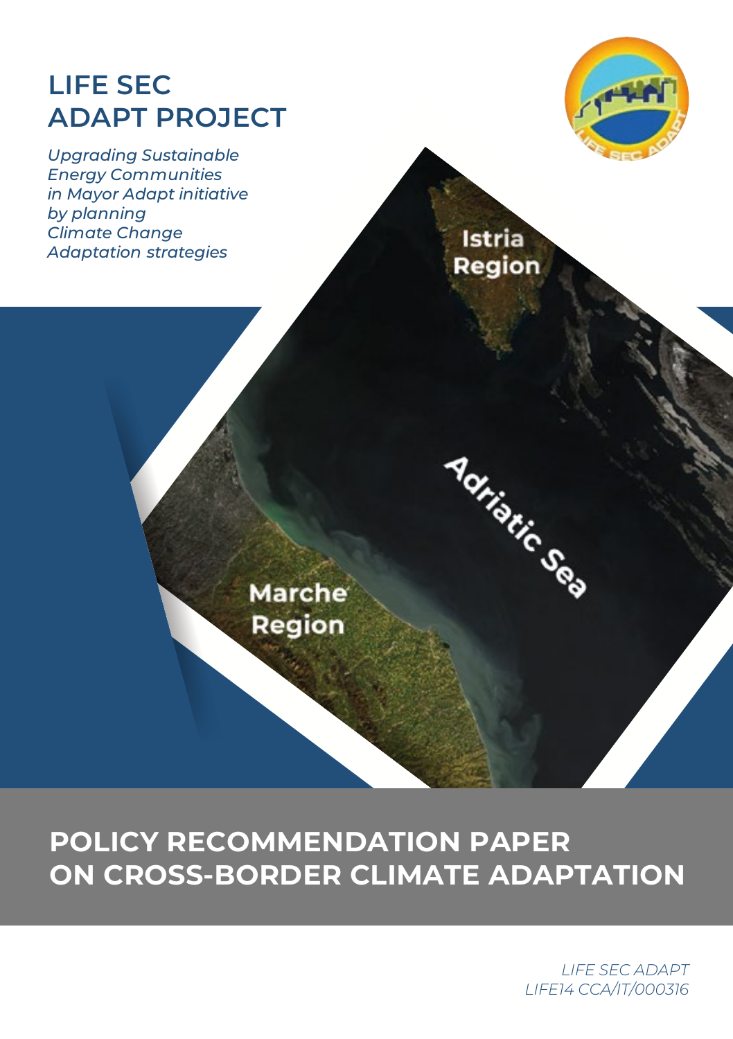# LIFE SEC ADAPT PROJECT

*Upgrading Sustainable Energy Communities in Mayor Adapt initiative by planning Climate Change Adaptation strategies*

Istria Region

Adriatic Sea

Marche Region

# POLICY RECOMMENDATION PAPER ON CROSS-BORDER CLIMATE ADAPTATION

*LIFE SEC ADAPT*
*LIFE14 CCA/IT/000316*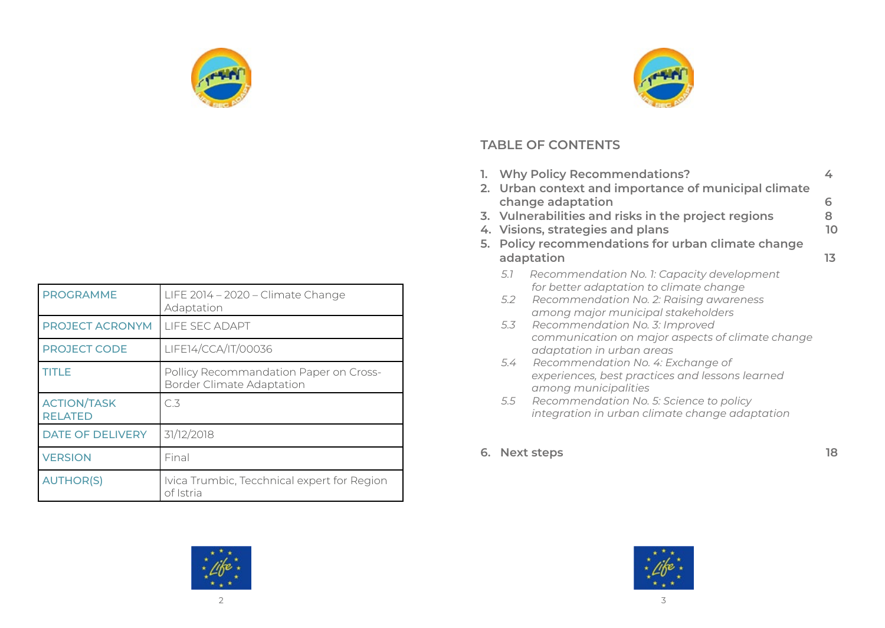| PROGRAMME | LIFE 2014 – 2020 – Climate Change Adaptation |
|---|---|
| PROJECT ACRONYM | LIFE SEC ADAPT |
| PROJECT CODE | LIFE14/CCA/IT/00036 |
| TITLE | Pollicy Recommandation Paper on Cross-Border Climate Adaptation |
| ACTION/TASK RELATED | C.3 |
| DATE OF DELIVERY | 31/12/2018 |
| VERSION | Final |
| AUTHOR(S) | Ivica Trumbic, Tecchnical expert for Region of Istria |

## TABLE OF CONTENTS

1. **Why Policy Recommendations?** 4
2. **Urban context and importance of municipal climate change adaptation** 6
3. **Vulnerabilities and risks in the project regions** 8
4. **Visions, strategies and plans** 10
5. **Policy recommendations for urban climate change adaptation** 13
   - *5.1 Recommendation No. 1: Capacity development for better adaptation to climate change*
   - *5.2 Recommendation No. 2: Raising awareness among major municipal stakeholders*
   - *5.3 Recommendation No. 3: Improved communication on major aspects of climate change adaptation in urban areas*
   - *5.4 Recommendation No. 4: Exchange of experiences, best practices and lessons learned among municipalities*
   - *5.5 Recommendation No. 5: Science to policy integration in urban climate change adaptation*
6. **Next steps** 18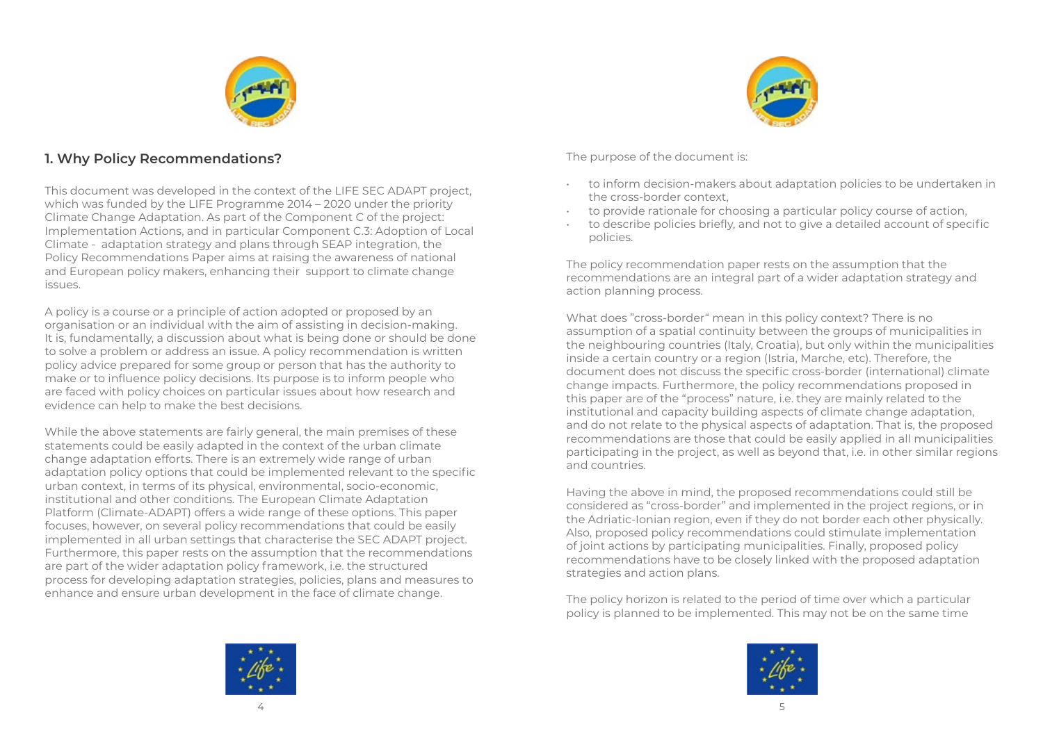## 1. Why Policy Recommendations?

This document was developed in the context of the LIFE SEC ADAPT project, which was funded by the LIFE Programme 2014 – 2020 under the priority Climate Change Adaptation. As part of the Component C of the project: Implementation Actions, and in particular Component C.3: Adoption of Local Climate - adaptation strategy and plans through SEAP integration, the Policy Recommendations Paper aims at raising the awareness of national and European policy makers, enhancing their support to climate change issues.

A policy is a course or a principle of action adopted or proposed by an organisation or an individual with the aim of assisting in decision-making. It is, fundamentally, a discussion about what is being done or should be done to solve a problem or address an issue. A policy recommendation is written policy advice prepared for some group or person that has the authority to make or to influence policy decisions. Its purpose is to inform people who are faced with policy choices on particular issues about how research and evidence can help to make the best decisions.

While the above statements are fairly general, the main premises of these statements could be easily adapted in the context of the urban climate change adaptation efforts. There is an extremely wide range of urban adaptation policy options that could be implemented relevant to the specific urban context, in terms of its physical, environmental, socio-economic, institutional and other conditions. The European Climate Adaptation Platform (Climate-ADAPT) offers a wide range of these options. This paper focuses, however, on several policy recommendations that could be easily implemented in all urban settings that characterise the SEC ADAPT project. Furthermore, this paper rests on the assumption that the recommendations are part of the wider adaptation policy framework, i.e. the structured process for developing adaptation strategies, policies, plans and measures to enhance and ensure urban development in the face of climate change.

The purpose of the document is:

- to inform decision-makers about adaptation policies to be undertaken in the cross-border context,
- to provide rationale for choosing a particular policy course of action,
- to describe policies briefly, and not to give a detailed account of specific policies.

The policy recommendation paper rests on the assumption that the recommendations are an integral part of a wider adaptation strategy and action planning process.

What does "cross-border" mean in this policy context? There is no assumption of a spatial continuity between the groups of municipalities in the neighbouring countries (Italy, Croatia), but only within the municipalities inside a certain country or a region (Istria, Marche, etc). Therefore, the document does not discuss the specific cross-border (international) climate change impacts. Furthermore, the policy recommendations proposed in this paper are of the "process" nature, i.e. they are mainly related to the institutional and capacity building aspects of climate change adaptation, and do not relate to the physical aspects of adaptation. That is, the proposed recommendations are those that could be easily applied in all municipalities participating in the project, as well as beyond that, i.e. in other similar regions and countries.

Having the above in mind, the proposed recommendations could still be considered as "cross-border" and implemented in the project regions, or in the Adriatic-Ionian region, even if they do not border each other physically. Also, proposed policy recommendations could stimulate implementation of joint actions by participating municipalities. Finally, proposed policy recommendations have to be closely linked with the proposed adaptation strategies and action plans.

The policy horizon is related to the period of time over which a particular policy is planned to be implemented. This may not be on the same time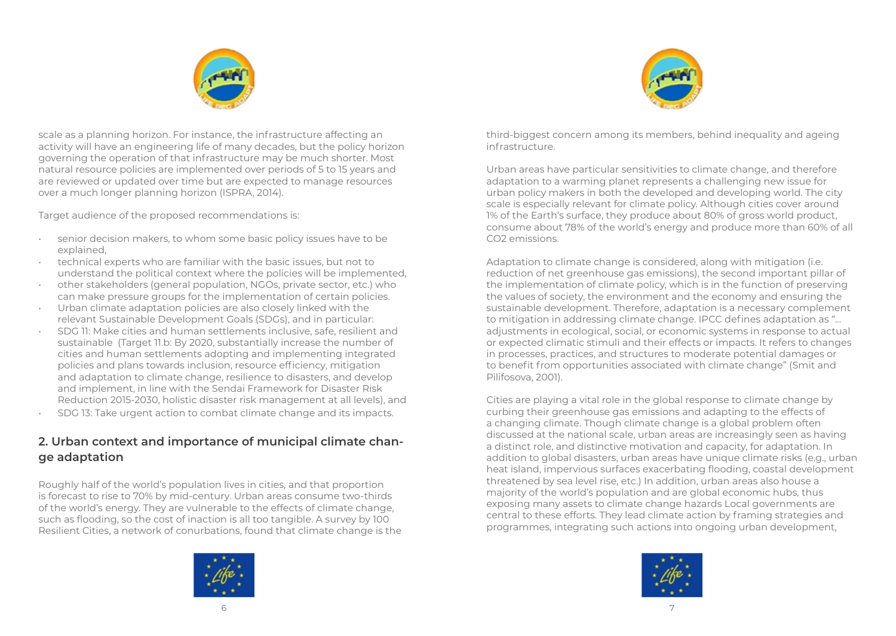scale as a planning horizon. For instance, the infrastructure affecting an activity will have an engineering life of many decades, but the policy horizon governing the operation of that infrastructure may be much shorter. Most natural resource policies are implemented over periods of 5 to 15 years and are reviewed or updated over time but are expected to manage resources over a much longer planning horizon (ISPRA, 2014).

Target audience of the proposed recommendations is:

- senior decision makers, to whom some basic policy issues have to be explained,
- technical experts who are familiar with the basic issues, but not to understand the political context where the policies will be implemented,
- other stakeholders (general population, NGOs, private sector, etc.) who can make pressure groups for the implementation of certain policies.
- Urban climate adaptation policies are also closely linked with the relevant Sustainable Development Goals (SDGs), and in particular:
- SDG 11: Make cities and human settlements inclusive, safe, resilient and sustainable (Target 11.b: By 2020, substantially increase the number of cities and human settlements adopting and implementing integrated policies and plans towards inclusion, resource efficiency, mitigation and adaptation to climate change, resilience to disasters, and develop and implement, in line with the Sendai Framework for Disaster Risk Reduction 2015-2030, holistic disaster risk management at all levels), and
- SDG 13: Take urgent action to combat climate change and its impacts.

## 2. Urban context and importance of municipal climate change adaptation

Roughly half of the world's population lives in cities, and that proportion is forecast to rise to 70% by mid-century. Urban areas consume two-thirds of the world's energy. They are vulnerable to the effects of climate change, such as flooding, so the cost of inaction is all too tangible. A survey by 100 Resilient Cities, a network of conurbations, found that climate change is the third-biggest concern among its members, behind inequality and ageing infrastructure.

Urban areas have particular sensitivities to climate change, and therefore adaptation to a warming planet represents a challenging new issue for urban policy makers in both the developed and developing world. The city scale is especially relevant for climate policy. Although cities cover around 1% of the Earth's surface, they produce about 80% of gross world product, consume about 78% of the world's energy and produce more than 60% of all $CO_2$ emissions.

Adaptation to climate change is considered, along with mitigation (i.e. reduction of net greenhouse gas emissions), the second important pillar of the implementation of climate policy, which is in the function of preserving the values of society, the environment and the economy and ensuring the sustainable development. Therefore, adaptation is a necessary complement to mitigation in addressing climate change. IPCC defines adaptation as "... adjustments in ecological, social, or economic systems in response to actual or expected climatic stimuli and their effects or impacts. It refers to changes in processes, practices, and structures to moderate potential damages or to benefit from opportunities associated with climate change" (Smit and Pilifosova, 2001).

Cities are playing a vital role in the global response to climate change by curbing their greenhouse gas emissions and adapting to the effects of a changing climate. Though climate change is a global problem often discussed at the national scale, urban areas are increasingly seen as having a distinct role, and distinctive motivation and capacity, for adaptation. In addition to global disasters, urban areas have unique climate risks (e.g., urban heat island, impervious surfaces exacerbating flooding, coastal development threatened by sea level rise, etc.) In addition, urban areas also house a majority of the world's population and are global economic hubs, thus exposing many assets to climate change hazards Local governments are central to these efforts. They lead climate action by framing strategies and programmes, integrating such actions into ongoing urban development,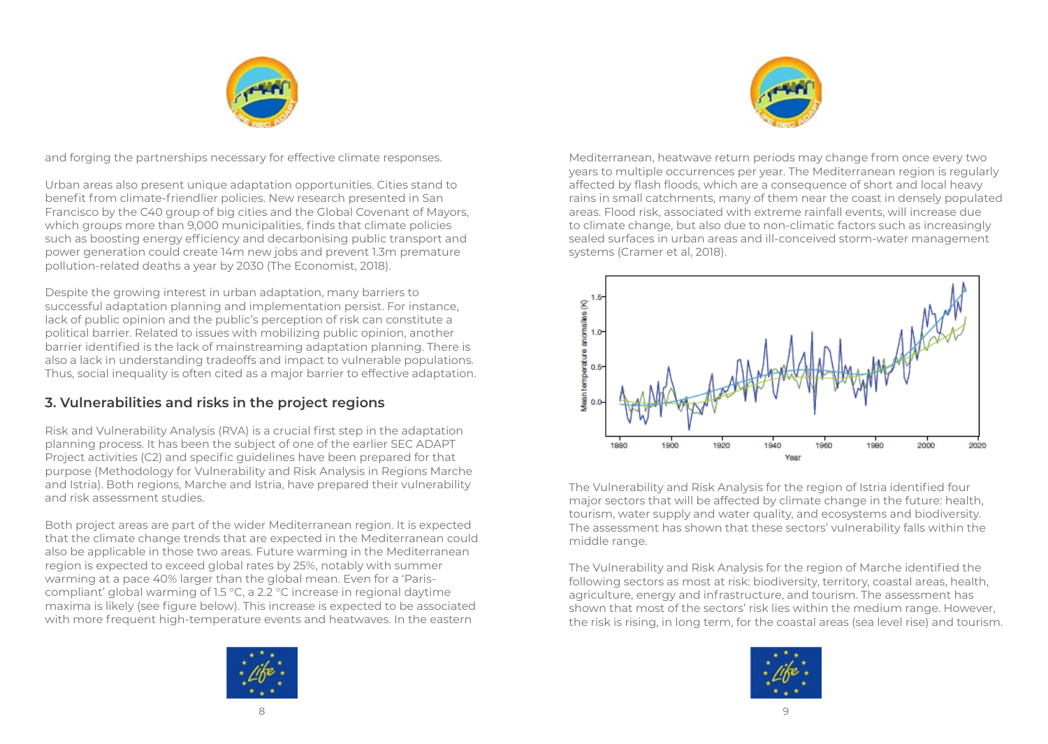and forging the partnerships necessary for effective climate responses.

Urban areas also present unique adaptation opportunities. Cities stand to benefit from climate-friendlier policies. New research presented in San Francisco by the C40 group of big cities and the Global Covenant of Mayors, which groups more than 9,000 municipalities, finds that climate policies such as boosting energy efficiency and decarbonising public transport and power generation could create 14m new jobs and prevent 1.3m premature pollution-related deaths a year by 2030 (The Economist, 2018).

Despite the growing interest in urban adaptation, many barriers to successful adaptation planning and implementation persist. For instance, lack of public opinion and the public's perception of risk can constitute a political barrier. Related to issues with mobilizing public opinion, another barrier identified is the lack of mainstreaming adaptation planning. There is also a lack in understanding tradeoffs and impact to vulnerable populations. Thus, social inequality is often cited as a major barrier to effective adaptation.

## 3. Vulnerabilities and risks in the project regions

Risk and Vulnerability Analysis (RVA) is a crucial first step in the adaptation planning process. It has been the subject of one of the earlier SEC ADAPT Project activities (C2) and specific guidelines have been prepared for that purpose (Methodology for Vulnerability and Risk Analysis in Regions Marche and Istria). Both regions, Marche and Istria, have prepared their vulnerability and risk assessment studies.

Both project areas are part of the wider Mediterranean region. It is expected that the climate change trends that are expected in the Mediterranean could also be applicable in those two areas. Future warming in the Mediterranean region is expected to exceed global rates by 25%, notably with summer warming at a pace 40% larger than the global mean. Even for a 'Paris-compliant' global warming of 1.5 °C, a 2.2 °C increase in regional daytime maxima is likely (see figure below). This increase is expected to be associated with more frequent high-temperature events and heatwaves. In the eastern Mediterranean, heatwave return periods may change from once every two years to multiple occurrences per year. The Mediterranean region is regularly affected by flash floods, which are a consequence of short and local heavy rains in small catchments, many of them near the coast in densely populated areas. Flood risk, associated with extreme rainfall events, will increase due to climate change, but also due to non-climatic factors such as increasingly sealed surfaces in urban areas and ill-conceived storm-water management systems (Cramer et al, 2018).

The Vulnerability and Risk Analysis for the region of Istria identified four major sectors that will be affected by climate change in the future: health, tourism, water supply and water quality, and ecosystems and biodiversity. The assessment has shown that these sectors' vulnerability falls within the middle range.

The Vulnerability and Risk Analysis for the region of Marche identified the following sectors as most at risk: biodiversity, territory, coastal areas, health, agriculture, energy and infrastructure, and tourism. The assessment has shown that most of the sectors' risk lies within the medium range. However, the risk is rising, in long term, for the coastal areas (sea level rise) and tourism.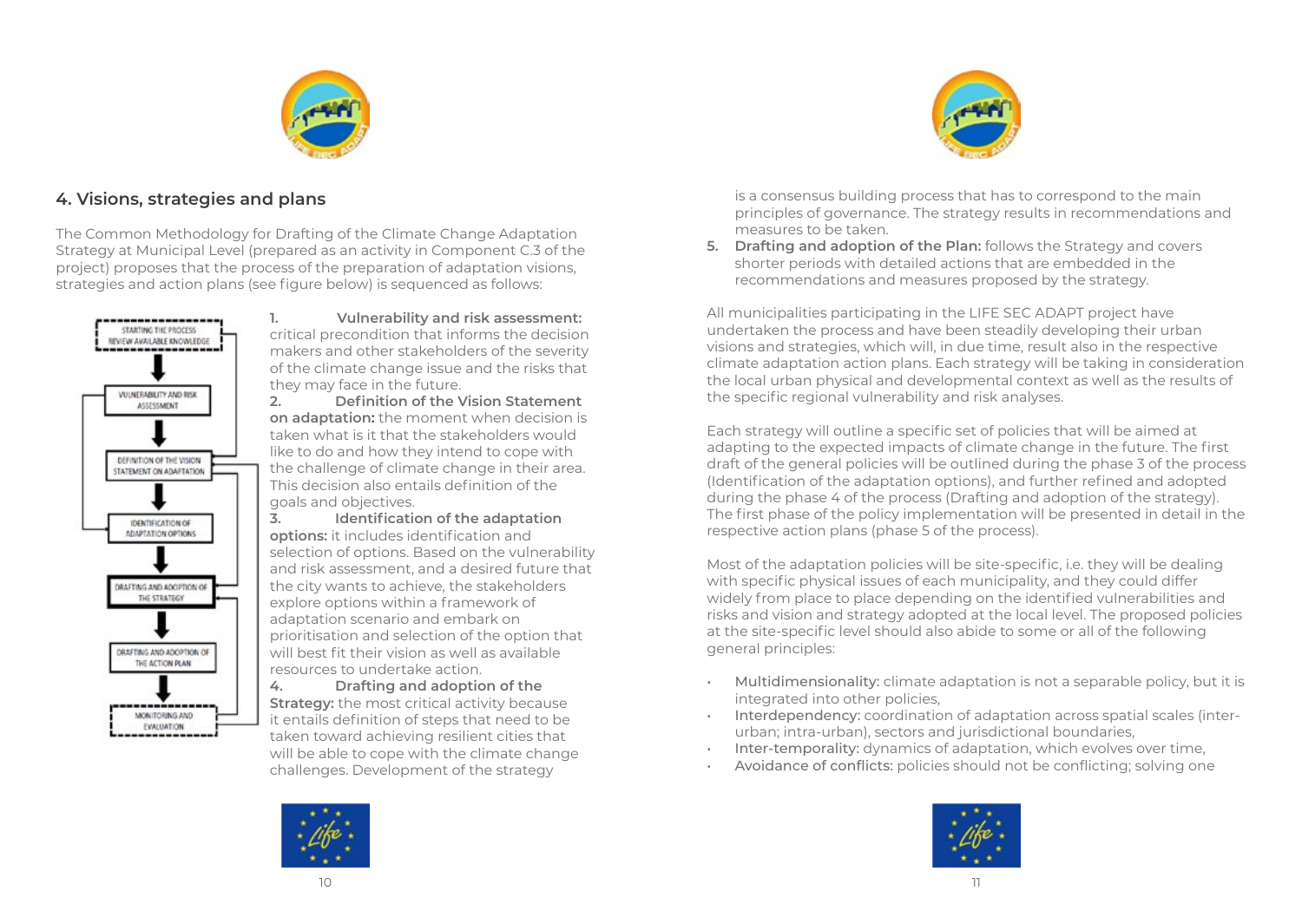## 4. Visions, strategies and plans

The Common Methodology for Drafting of the Climate Change Adaptation Strategy at Municipal Level (prepared as an activity in Component C.3 of the project) proposes that the process of the preparation of adaptation visions, strategies and action plans (see figure below) is sequenced as follows:

1. **Vulnerability and risk assessment:** critical precondition that informs the decision makers and other stakeholders of the severity of the climate change issue and the risks that they may face in the future.
2. **Definition of the Vision Statement on adaptation:** the moment when decision is taken what is it that the stakeholders would like to do and how they intend to cope with the challenge of climate change in their area. This decision also entails definition of the goals and objectives.
3. **Identification of the adaptation options:** it includes identification and selection of options. Based on the vulnerability and risk assessment, and a desired future that the city wants to achieve, the stakeholders explore options within a framework of adaptation scenario and embark on prioritisation and selection of the option that will best fit their vision as well as available resources to undertake action.
4. **Drafting and adoption of the Strategy:** the most critical activity because it entails definition of steps that need to be taken toward achieving resilient cities that will be able to cope with the climate change challenges. Development of the strategy is a consensus building process that has to correspond to the main principles of governance. The strategy results in recommendations and measures to be taken.
5. **Drafting and adoption of the Plan:** follows the Strategy and covers shorter periods with detailed actions that are embedded in the recommendations and measures proposed by the strategy.

All municipalities participating in the LIFE SEC ADAPT project have undertaken the process and have been steadily developing their urban visions and strategies, which will, in due time, result also in the respective climate adaptation action plans. Each strategy will be taking in consideration the local urban physical and developmental context as well as the results of the specific regional vulnerability and risk analyses.

Each strategy will outline a specific set of policies that will be aimed at adapting to the expected impacts of climate change in the future. The first draft of the general policies will be outlined during the phase 3 of the process (Identification of the adaptation options), and further refined and adopted during the phase 4 of the process (Drafting and adoption of the strategy). The first phase of the policy implementation will be presented in detail in the respective action plans (phase 5 of the process).

Most of the adaptation policies will be site-specific, i.e. they will be dealing with specific physical issues of each municipality, and they could differ widely from place to place depending on the identified vulnerabilities and risks and vision and strategy adopted at the local level. The proposed policies at the site-specific level should also abide to some or all of the following general principles:

- **Multidimensionality:** climate adaptation is not a separable policy, but it is integrated into other policies,
- **Interdependency:** coordination of adaptation across spatial scales (inter-urban; intra-urban), sectors and jurisdictional boundaries,
- **Inter-temporality:** dynamics of adaptation, which evolves over time,
- **Avoidance of conflicts:** policies should not be conflicting; solving one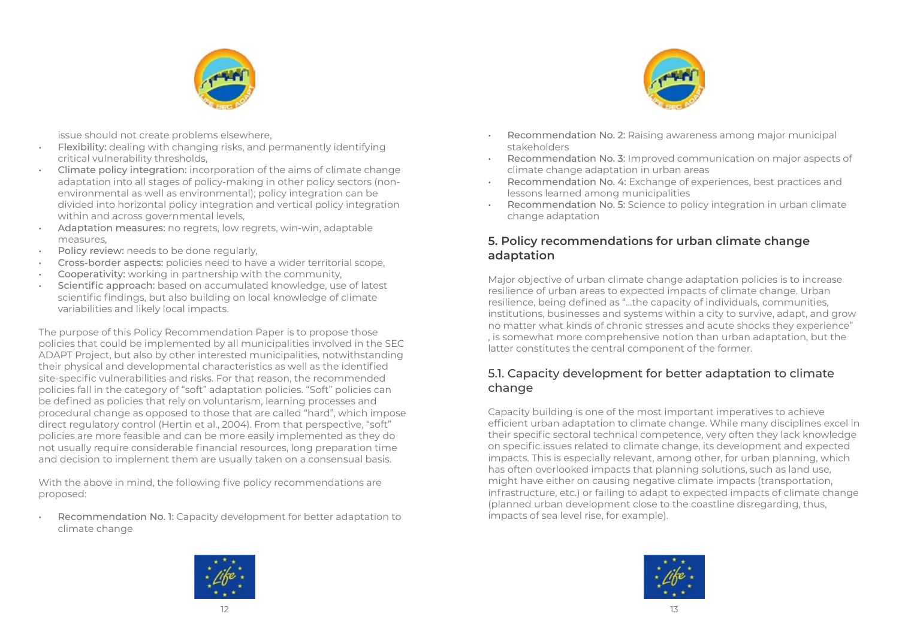issue should not create problems elsewhere,

- Flexibility: dealing with changing risks, and permanently identifying critical vulnerability thresholds,
- Climate policy integration: incorporation of the aims of climate change adaptation into all stages of policy-making in other policy sectors (non-environmental as well as environmental); policy integration can be divided into horizontal policy integration and vertical policy integration within and across governmental levels,
- Adaptation measures: no regrets, low regrets, win-win, adaptable measures,
- Policy review: needs to be done regularly,
- Cross-border aspects: policies need to have a wider territorial scope,
- Cooperativity: working in partnership with the community,
- Scientific approach: based on accumulated knowledge, use of latest scientific findings, but also building on local knowledge of climate variabilities and likely local impacts.

The purpose of this Policy Recommendation Paper is to propose those policies that could be implemented by all municipalities involved in the SEC ADAPT Project, but also by other interested municipalities, notwithstanding their physical and developmental characteristics as well as the identified site-specific vulnerabilities and risks. For that reason, the recommended policies fall in the category of "soft" adaptation policies. "Soft" policies can be defined as policies that rely on voluntarism, learning processes and procedural change as opposed to those that are called "hard", which impose direct regulatory control (Hertin et al., 2004). From that perspective, "soft" policies are more feasible and can be more easily implemented as they do not usually require considerable financial resources, long preparation time and decision to implement them are usually taken on a consensual basis.

With the above in mind, the following five policy recommendations are proposed:

- Recommendation No. 1: Capacity development for better adaptation to climate change
- Recommendation No. 2: Raising awareness among major municipal stakeholders
- Recommendation No. 3: Improved communication on major aspects of climate change adaptation in urban areas
- Recommendation No. 4: Exchange of experiences, best practices and lessons learned among municipalities
- Recommendation No. 5: Science to policy integration in urban climate change adaptation

## 5. Policy recommendations for urban climate change adaptation

Major objective of urban climate change adaptation policies is to increase resilience of urban areas to expected impacts of climate change. Urban resilience, being defined as "...the capacity of individuals, communities, institutions, businesses and systems within a city to survive, adapt, and grow no matter what kinds of chronic stresses and acute shocks they experience" , is somewhat more comprehensive notion than urban adaptation, but the latter constitutes the central component of the former.

### 5.1. Capacity development for better adaptation to climate change

Capacity building is one of the most important imperatives to achieve efficient urban adaptation to climate change. While many disciplines excel in their specific sectoral technical competence, very often they lack knowledge on specific issues related to climate change, its development and expected impacts. This is especially relevant, among other, for urban planning, which has often overlooked impacts that planning solutions, such as land use, might have either on causing negative climate impacts (transportation, infrastructure, etc.) or failing to adapt to expected impacts of climate change (planned urban development close to the coastline disregarding, thus, impacts of sea level rise, for example).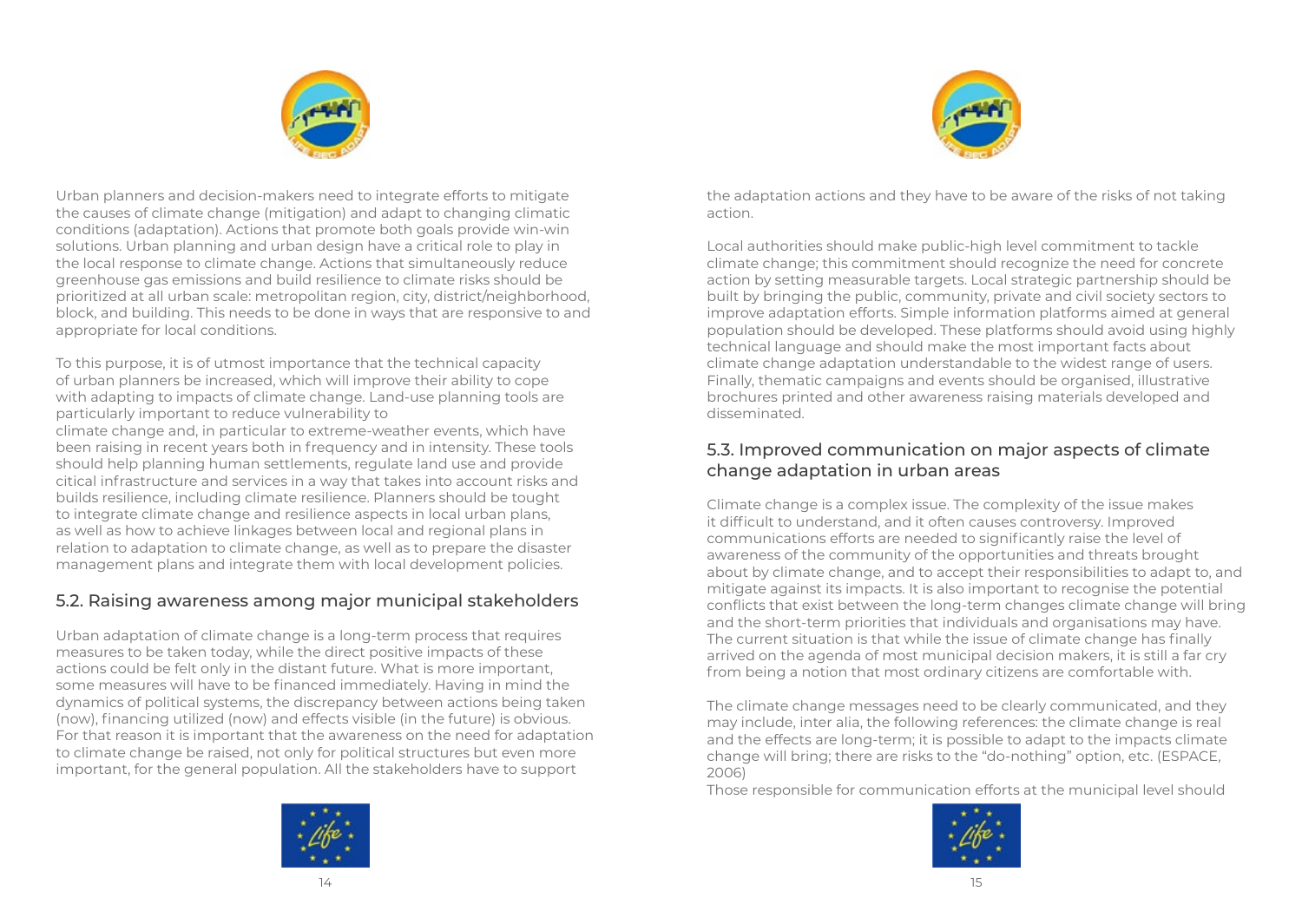Urban planners and decision-makers need to integrate efforts to mitigate the causes of climate change (mitigation) and adapt to changing climatic conditions (adaptation). Actions that promote both goals provide win-win solutions. Urban planning and urban design have a critical role to play in the local response to climate change. Actions that simultaneously reduce greenhouse gas emissions and build resilience to climate risks should be prioritized at all urban scale: metropolitan region, city, district/neighborhood, block, and building. This needs to be done in ways that are responsive to and appropriate for local conditions.

To this purpose, it is of utmost importance that the technical capacity of urban planners be increased, which will improve their ability to cope with adapting to impacts of climate change. Land-use planning tools are particularly important to reduce vulnerability to climate change and, in particular to extreme-weather events, which have been raising in recent years both in frequency and in intensity. These tools should help planning human settlements, regulate land use and provide citical infrastructure and services in a way that takes into account risks and builds resilience, including climate resilience. Planners should be tought to integrate climate change and resilience aspects in local urban plans, as well as how to achieve linkages between local and regional plans in relation to adaptation to climate change, as well as to prepare the disaster management plans and integrate them with local development policies.

## 5.2. Raising awareness among major municipal stakeholders

Urban adaptation of climate change is a long-term process that requires measures to be taken today, while the direct positive impacts of these actions could be felt only in the distant future. What is more important, some measures will have to be financed immediately. Having in mind the dynamics of political systems, the discrepancy between actions being taken (now), financing utilized (now) and effects visible (in the future) is obvious. For that reason it is important that the awareness on the need for adaptation to climate change be raised, not only for political structures but even more important, for the general population. All the stakeholders have to support the adaptation actions and they have to be aware of the risks of not taking action.

Local authorities should make public-high level commitment to tackle climate change; this commitment should recognize the need for concrete action by setting measurable targets. Local strategic partnership should be built by bringing the public, community, private and civil society sectors to improve adaptation efforts. Simple information platforms aimed at general population should be developed. These platforms should avoid using highly technical language and should make the most important facts about climate change adaptation understandable to the widest range of users. Finally, thematic campaigns and events should be organised, illustrative brochures printed and other awareness raising materials developed and disseminated.

## 5.3. Improved communication on major aspects of climate change adaptation in urban areas

Climate change is a complex issue. The complexity of the issue makes it difficult to understand, and it often causes controversy. Improved communications efforts are needed to significantly raise the level of awareness of the community of the opportunities and threats brought about by climate change, and to accept their responsibilities to adapt to, and mitigate against its impacts. It is also important to recognise the potential conflicts that exist between the long-term changes climate change will bring and the short-term priorities that individuals and organisations may have. The current situation is that while the issue of climate change has finally arrived on the agenda of most municipal decision makers, it is still a far cry from being a notion that most ordinary citizens are comfortable with.

The climate change messages need to be clearly communicated, and they may include, inter alia, the following references: the climate change is real and the effects are long-term; it is possible to adapt to the impacts climate change will bring; there are risks to the "do-nothing" option, etc. (ESPACE, 2006)

Those responsible for communication efforts at the municipal level should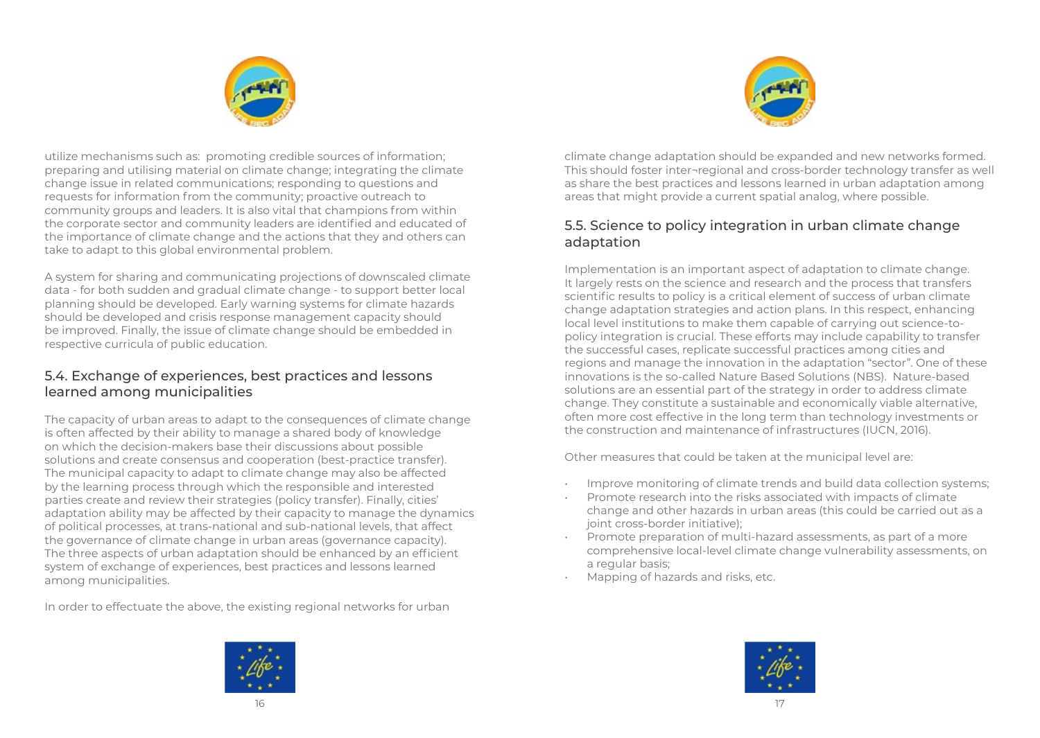utilize mechanisms such as: promoting credible sources of information; preparing and utilising material on climate change; integrating the climate change issue in related communications; responding to questions and requests for information from the community; proactive outreach to community groups and leaders. It is also vital that champions from within the corporate sector and community leaders are identified and educated of the importance of climate change and the actions that they and others can take to adapt to this global environmental problem.

A system for sharing and communicating projections of downscaled climate data - for both sudden and gradual climate change - to support better local planning should be developed. Early warning systems for climate hazards should be developed and crisis response management capacity should be improved. Finally, the issue of climate change should be embedded in respective curricula of public education.

## 5.4. Exchange of experiences, best practices and lessons learned among municipalities

The capacity of urban areas to adapt to the consequences of climate change is often affected by their ability to manage a shared body of knowledge on which the decision-makers base their discussions about possible solutions and create consensus and cooperation (best-practice transfer). The municipal capacity to adapt to climate change may also be affected by the learning process through which the responsible and interested parties create and review their strategies (policy transfer). Finally, cities' adaptation ability may be affected by their capacity to manage the dynamics of political processes, at trans-national and sub-national levels, that affect the governance of climate change in urban areas (governance capacity). The three aspects of urban adaptation should be enhanced by an efficient system of exchange of experiences, best practices and lessons learned among municipalities.

In order to effectuate the above, the existing regional networks for urban climate change adaptation should be expanded and new networks formed. This should foster inter¬regional and cross-border technology transfer as well as share the best practices and lessons learned in urban adaptation among areas that might provide a current spatial analog, where possible.

## 5.5. Science to policy integration in urban climate change adaptation

Implementation is an important aspect of adaptation to climate change. It largely rests on the science and research and the process that transfers scientific results to policy is a critical element of success of urban climate change adaptation strategies and action plans. In this respect, enhancing local level institutions to make them capable of carrying out science-to-policy integration is crucial. These efforts may include capability to transfer the successful cases, replicate successful practices among cities and regions and manage the innovation in the adaptation "sector". One of these innovations is the so-called Nature Based Solutions (NBS). Nature-based solutions are an essential part of the strategy in order to address climate change. They constitute a sustainable and economically viable alternative, often more cost effective in the long term than technology investments or the construction and maintenance of infrastructures (IUCN, 2016).

Other measures that could be taken at the municipal level are:

- Improve monitoring of climate trends and build data collection systems;
- Promote research into the risks associated with impacts of climate change and other hazards in urban areas (this could be carried out as a joint cross-border initiative);
- Promote preparation of multi-hazard assessments, as part of a more comprehensive local-level climate change vulnerability assessments, on a regular basis;
- Mapping of hazards and risks, etc.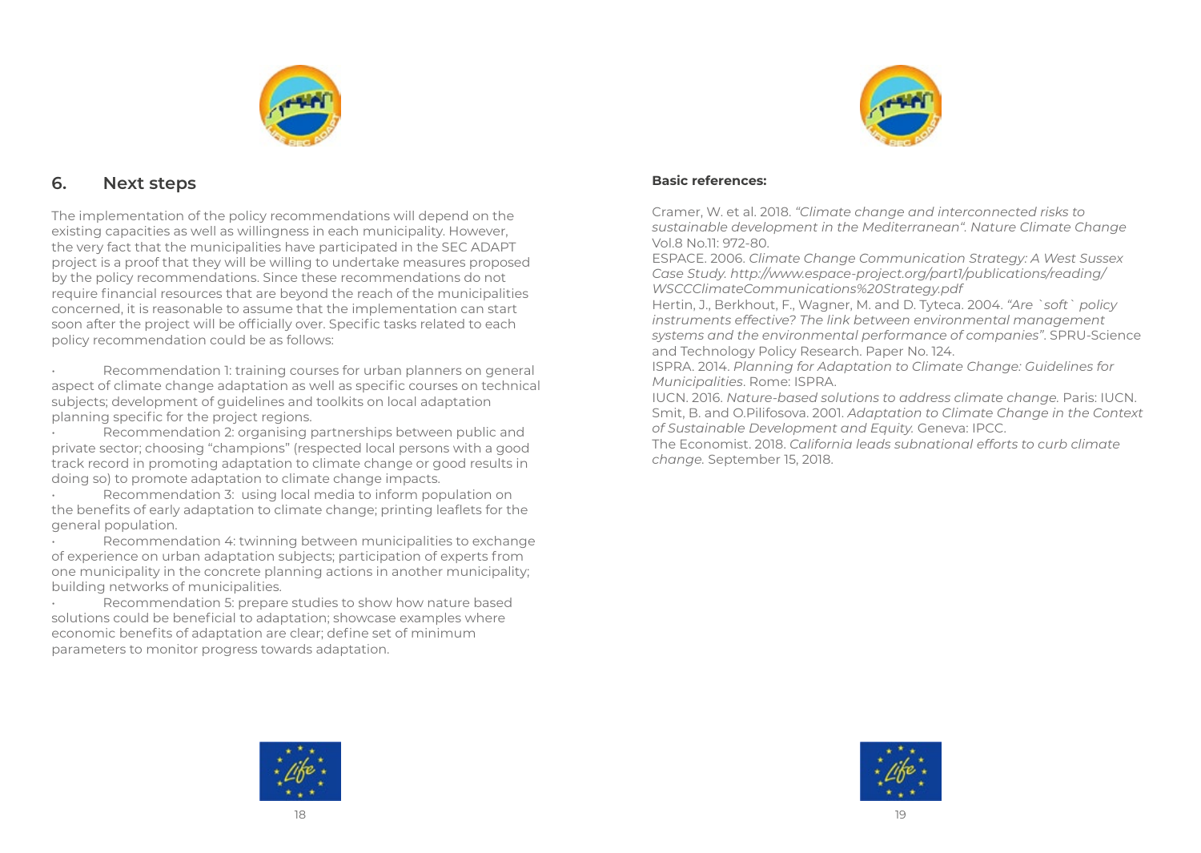## 6. Next steps

The implementation of the policy recommendations will depend on the existing capacities as well as willingness in each municipality. However, the very fact that the municipalities have participated in the SEC ADAPT project is a proof that they will be willing to undertake measures proposed by the policy recommendations. Since these recommendations do not require financial resources that are beyond the reach of the municipalities concerned, it is reasonable to assume that the implementation can start soon after the project will be officially over. Specific tasks related to each policy recommendation could be as follows:

- Recommendation 1: training courses for urban planners on general aspect of climate change adaptation as well as specific courses on technical subjects; development of guidelines and toolkits on local adaptation planning specific for the project regions.
- Recommendation 2: organising partnerships between public and private sector; choosing "champions" (respected local persons with a good track record in promoting adaptation to climate change or good results in doing so) to promote adaptation to climate change impacts.
- Recommendation 3: using local media to inform population on the benefits of early adaptation to climate change; printing leaflets for the general population.
- Recommendation 4: twinning between municipalities to exchange of experience on urban adaptation subjects; participation of experts from one municipality in the concrete planning actions in another municipality; building networks of municipalities.
- Recommendation 5: prepare studies to show how nature based solutions could be beneficial to adaptation; showcase examples where economic benefits of adaptation are clear; define set of minimum parameters to monitor progress towards adaptation.

**Basic references:**

Cramer, W. et al. 2018. *"Climate change and interconnected risks to sustainable development in the Mediterranean". Nature Climate Change* Vol.8 No.11: 972-80.

ESPACE. 2006. *Climate Change Communication Strategy: A West Sussex Case Study. http://www.espace-project.org/part1/publications/reading/WSCCClimateCommunications%20Strategy.pdf*

Hertin, J., Berkhout, F., Wagner, M. and D. Tyteca. 2004. *"Are `soft` policy instruments effective? The link between environmental management systems and the environmental performance of companies"*. SPRU-Science and Technology Policy Research. Paper No. 124.

ISPRA. 2014. *Planning for Adaptation to Climate Change: Guidelines for Municipalities*. Rome: ISPRA.

IUCN. 2016. *Nature-based solutions to address climate change.* Paris: IUCN.

Smit, B. and O.Pilifosova. 2001. *Adaptation to Climate Change in the Context of Sustainable Development and Equity.* Geneva: IPCC.

The Economist. 2018. *California leads subnational efforts to curb climate change.* September 15, 2018.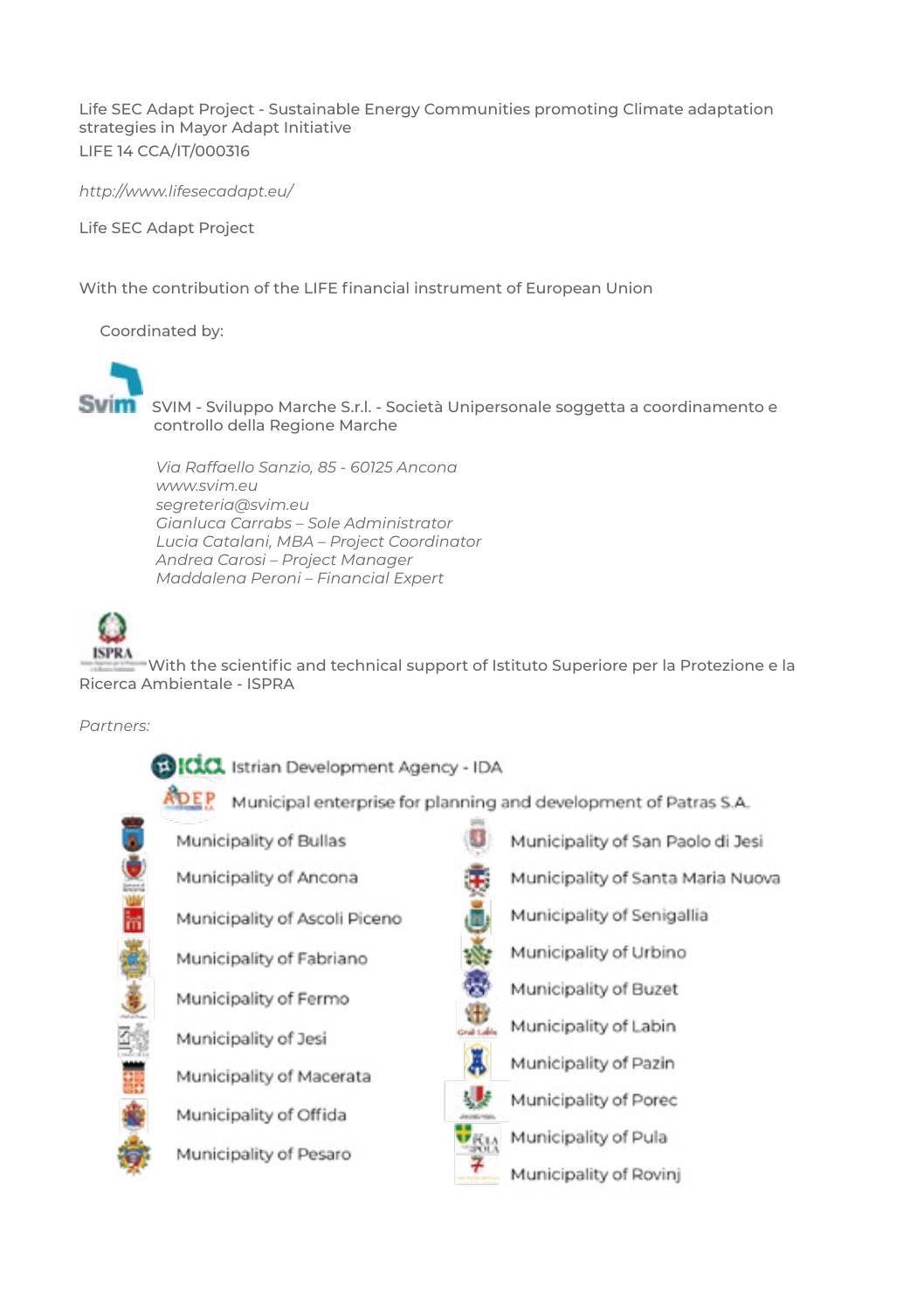Life SEC Adapt Project - Sustainable Energy Communities promoting Climate adaptation strategies in Mayor Adapt Initiative

LIFE 14 CCA/IT/000316

*http://www.lifesecadapt.eu/*

Life SEC Adapt Project

With the contribution of the LIFE financial instrument of European Union

Coordinated by:

SVIM - Sviluppo Marche S.r.l. - Società Unipersonale soggetta a coordinamento e controllo della Regione Marche

*Via Raffaello Sanzio, 85 - 60125 Ancona*
*www.svim.eu*
*segreteria@svim.eu*
*Gianluca Carrabs – Sole Administrator*
*Lucia Catalani, MBA – Project Coordinator*
*Andrea Carosi – Project Manager*
*Maddalena Peroni – Financial Expert*

With the scientific and technical support of Istituto Superiore per la Protezione e la Ricerca Ambientale - ISPRA

*Partners:*

Istrian Development Agency - IDA

Municipal enterprise for planning and development of Patras S.A.

- Municipality of Bullas
- Municipality of Ancona
- Municipality of Ascoli Piceno
- Municipality of Fabriano
- Municipality of Fermo
- Municipality of Jesi
- Municipality of Macerata
- Municipality of Offida
- Municipality of Pesaro
- Municipality of San Paolo di Jesi
- Municipality of Santa Maria Nuova
- Municipality of Senigallia
- Municipality of Urbino
- Municipality of Buzet
- Municipality of Labin
- Municipality of Pazin
- Municipality of Porec
- Municipality of Pula
- Municipality of Rovinj